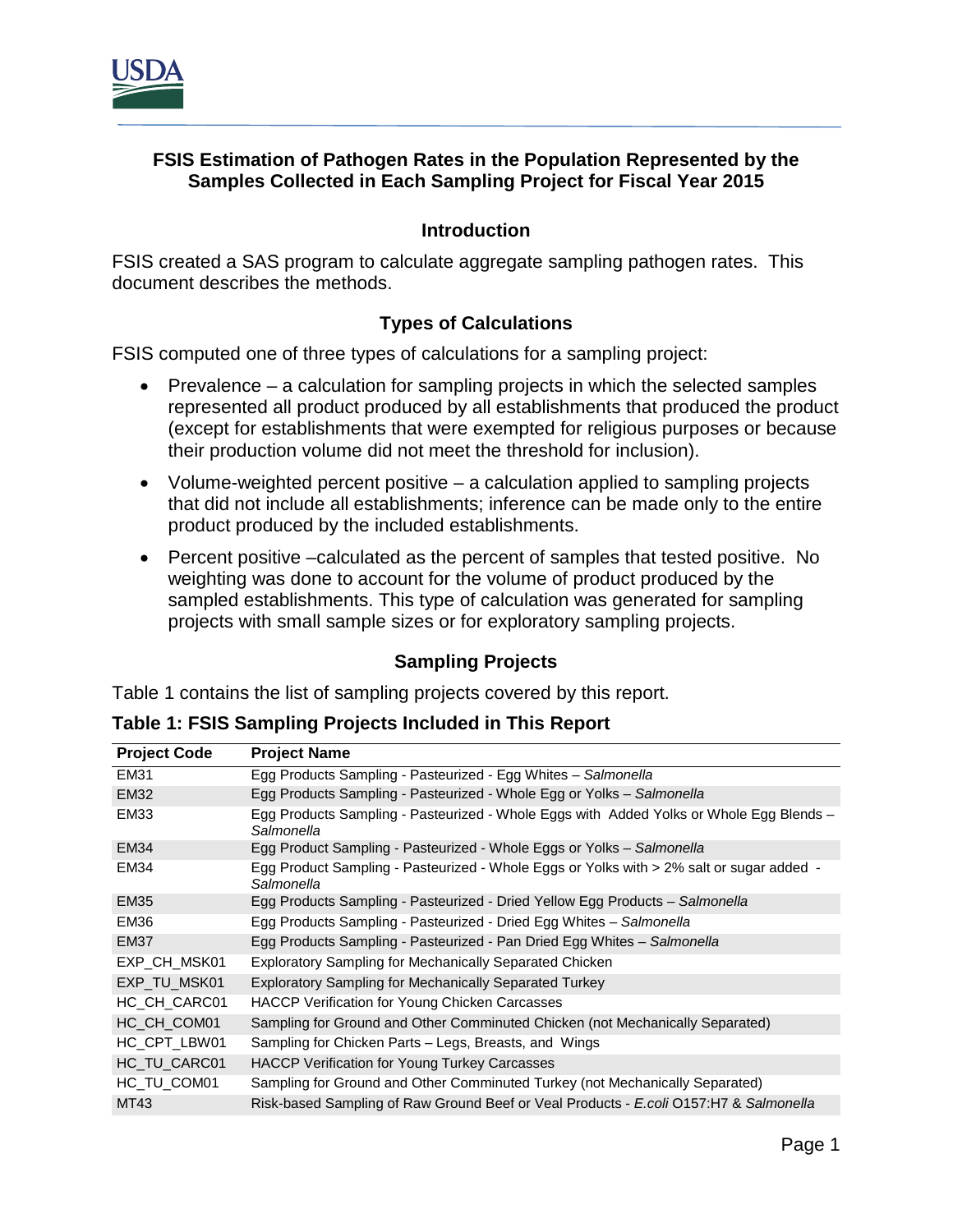# FSIS Estimation of Pathogen Rates in the Population Represented by the Samples Collected in Each Sampling Project for Fiscal Year 2015

## Introduction

FSIS created a SAS program to calculate aggregate sampling pathogen rates. This document describes the methods.

## Types of Calculations

FSIS computed one of three types of calculations for a sampling project:

- Prevalence – a calculation for sampling projects in which the selected samples represented all product produced by all establishments that produced the product (except for establishments that were exempted for religious purposes or because their production volume did not meet the threshold for inclusion).
- Volume-weighted percent positive – a calculation applied to sampling projects that did not include all establishments; inference can be made only to the entire product produced by the included establishments.
- Percent positive –calculated as the percent of samples that tested positive. No weighting was done to account for the volume of product produced by the sampled establishments. This type of calculation was generated for sampling projects with small sample sizes or for exploratory sampling projects.

## Sampling Projects

Table 1 contains the list of sampling projects covered by this report.

**Table 1: FSIS Sampling Projects Included in This Report**

| Project Code | Project Name |
|---|---|
| EM31 | Egg Products Sampling - Pasteurized - Egg Whites – *Salmonella* |
| EM32 | Egg Products Sampling - Pasteurized - Whole Egg or Yolks – *Salmonella* |
| EM33 | Egg Products Sampling - Pasteurized - Whole Eggs with Added Yolks or Whole Egg Blends – *Salmonella* |
| EM34 | Egg Product Sampling - Pasteurized - Whole Eggs or Yolks – *Salmonella* |
| EM34 | Egg Product Sampling - Pasteurized - Whole Eggs or Yolks with > 2% salt or sugar added - *Salmonella* |
| EM35 | Egg Products Sampling - Pasteurized - Dried Yellow Egg Products – *Salmonella* |
| EM36 | Egg Products Sampling - Pasteurized - Dried Egg Whites – *Salmonella* |
| EM37 | Egg Products Sampling - Pasteurized - Pan Dried Egg Whites – *Salmonella* |
| EXP_CH_MSK01 | Exploratory Sampling for Mechanically Separated Chicken |
| EXP_TU_MSK01 | Exploratory Sampling for Mechanically Separated Turkey |
| HC_CH_CARC01 | HACCP Verification for Young Chicken Carcasses |
| HC_CH_COM01 | Sampling for Ground and Other Comminuted Chicken (not Mechanically Separated) |
| HC_CPT_LBW01 | Sampling for Chicken Parts – Legs, Breasts, and Wings |
| HC_TU_CARC01 | HACCP Verification for Young Turkey Carcasses |
| HC_TU_COM01 | Sampling for Ground and Other Comminuted Turkey (not Mechanically Separated) |
| MT43 | Risk-based Sampling of Raw Ground Beef or Veal Products - *E.coli* O157:H7 & *Salmonella* |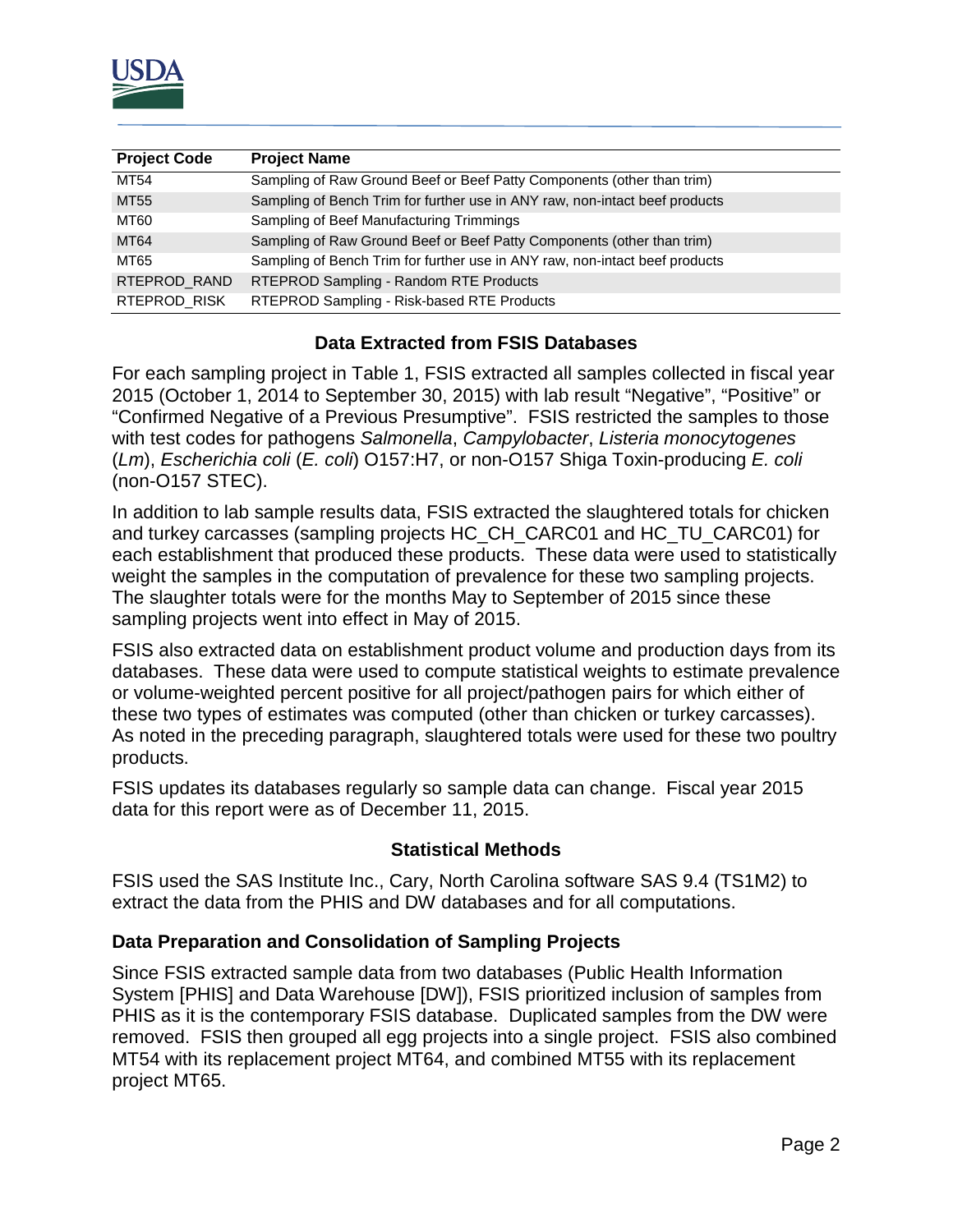| Project Code | Project Name |
|---|---|
| MT54 | Sampling of Raw Ground Beef or Beef Patty Components (other than trim) |
| MT55 | Sampling of Bench Trim for further use in ANY raw, non-intact beef products |
| MT60 | Sampling of Beef Manufacturing Trimmings |
| MT64 | Sampling of Raw Ground Beef or Beef Patty Components (other than trim) |
| MT65 | Sampling of Bench Trim for further use in ANY raw, non-intact beef products |
| RTEPROD_RAND | RTEPROD Sampling - Random RTE Products |
| RTEPROD_RISK | RTEPROD Sampling - Risk-based RTE Products |

## Data Extracted from FSIS Databases

For each sampling project in Table 1, FSIS extracted all samples collected in fiscal year 2015 (October 1, 2014 to September 30, 2015) with lab result "Negative", "Positive" or "Confirmed Negative of a Previous Presumptive". FSIS restricted the samples to those with test codes for pathogens *Salmonella*, *Campylobacter*, *Listeria monocytogenes* (*Lm*), *Escherichia coli* (*E. coli*) O157:H7, or non-O157 Shiga Toxin-producing *E. coli* (non-O157 STEC).

In addition to lab sample results data, FSIS extracted the slaughtered totals for chicken and turkey carcasses (sampling projects HC_CH_CARC01 and HC_TU_CARC01) for each establishment that produced these products. These data were used to statistically weight the samples in the computation of prevalence for these two sampling projects. The slaughter totals were for the months May to September of 2015 since these sampling projects went into effect in May of 2015.

FSIS also extracted data on establishment product volume and production days from its databases. These data were used to compute statistical weights to estimate prevalence or volume-weighted percent positive for all project/pathogen pairs for which either of these two types of estimates was computed (other than chicken or turkey carcasses). As noted in the preceding paragraph, slaughtered totals were used for these two poultry products.

FSIS updates its databases regularly so sample data can change. Fiscal year 2015 data for this report were as of December 11, 2015.

## Statistical Methods

FSIS used the SAS Institute Inc., Cary, North Carolina software SAS 9.4 (TS1M2) to extract the data from the PHIS and DW databases and for all computations.

### Data Preparation and Consolidation of Sampling Projects

Since FSIS extracted sample data from two databases (Public Health Information System [PHIS] and Data Warehouse [DW]), FSIS prioritized inclusion of samples from PHIS as it is the contemporary FSIS database. Duplicated samples from the DW were removed. FSIS then grouped all egg projects into a single project. FSIS also combined MT54 with its replacement project MT64, and combined MT55 with its replacement project MT65.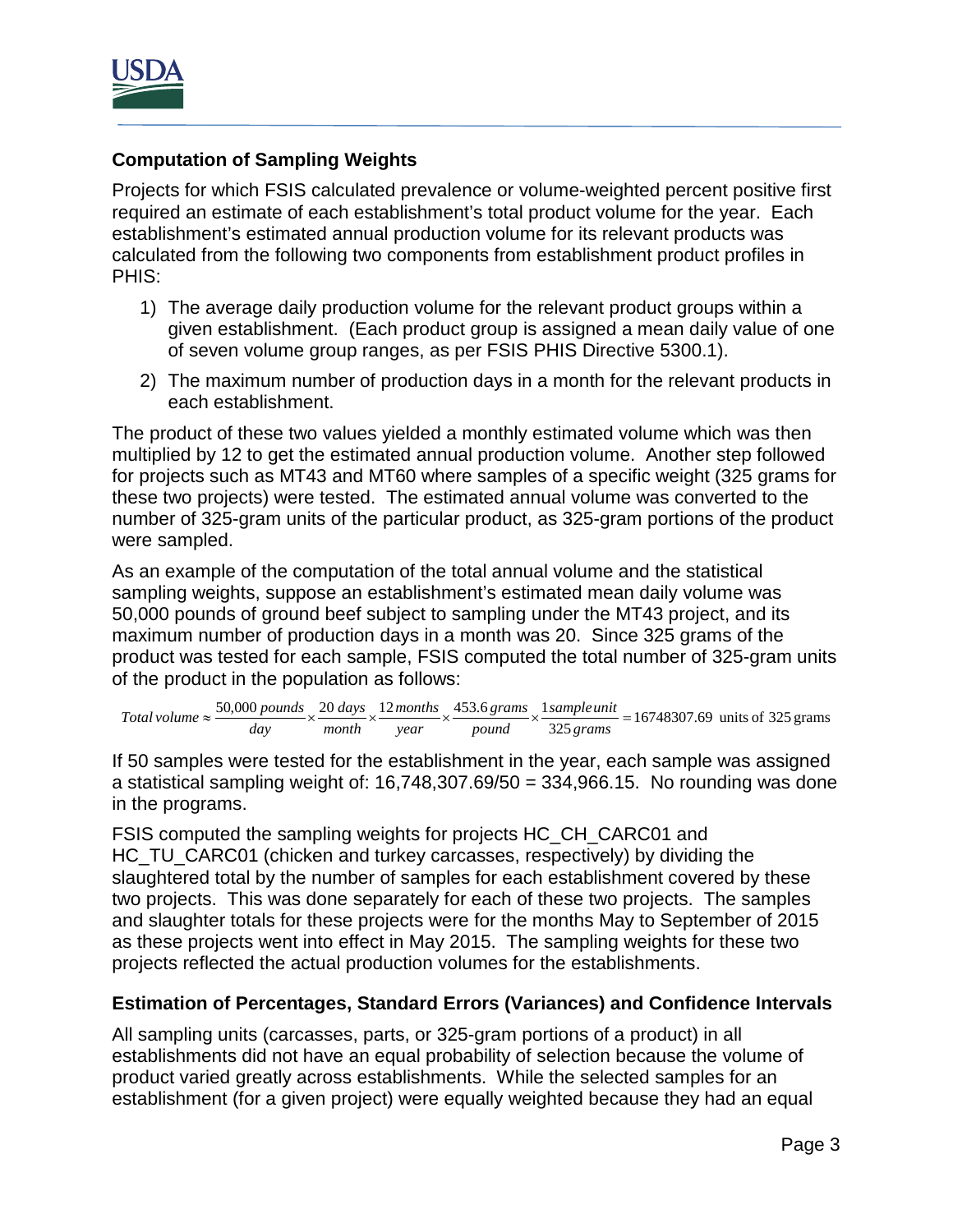## Computation of Sampling Weights

Projects for which FSIS calculated prevalence or volume-weighted percent positive first required an estimate of each establishment's total product volume for the year. Each establishment's estimated annual production volume for its relevant products was calculated from the following two components from establishment product profiles in PHIS:

1) The average daily production volume for the relevant product groups within a given establishment. (Each product group is assigned a mean daily value of one of seven volume group ranges, as per FSIS PHIS Directive 5300.1).
2) The maximum number of production days in a month for the relevant products in each establishment.

The product of these two values yielded a monthly estimated volume which was then multiplied by 12 to get the estimated annual production volume. Another step followed for projects such as MT43 and MT60 where samples of a specific weight (325 grams for these two projects) were tested. The estimated annual volume was converted to the number of 325-gram units of the particular product, as 325-gram portions of the product were sampled.

As an example of the computation of the total annual volume and the statistical sampling weights, suppose an establishment's estimated mean daily volume was 50,000 pounds of ground beef subject to sampling under the MT43 project, and its maximum number of production days in a month was 20. Since 325 grams of the product was tested for each sample, FSIS computed the total number of 325-gram units of the product in the population as follows:

$$Total\ volume \approx \frac{50{,}000\ pounds}{day} \times \frac{20\ days}{month} \times \frac{12\ months}{year} \times \frac{453.6\ grams}{pound} \times \frac{1\ sample\ unit}{325\ grams} = 16748307.69 \text{ units of } 325 \text{ grams}$$

If 50 samples were tested for the establishment in the year, each sample was assigned a statistical sampling weight of: 16,748,307.69/50 = 334,966.15. No rounding was done in the programs.

FSIS computed the sampling weights for projects HC_CH_CARC01 and HC_TU_CARC01 (chicken and turkey carcasses, respectively) by dividing the slaughtered total by the number of samples for each establishment covered by these two projects. This was done separately for each of these two projects. The samples and slaughter totals for these projects were for the months May to September of 2015 as these projects went into effect in May 2015. The sampling weights for these two projects reflected the actual production volumes for the establishments.

## Estimation of Percentages, Standard Errors (Variances) and Confidence Intervals

All sampling units (carcasses, parts, or 325-gram portions of a product) in all establishments did not have an equal probability of selection because the volume of product varied greatly across establishments. While the selected samples for an establishment (for a given project) were equally weighted because they had an equal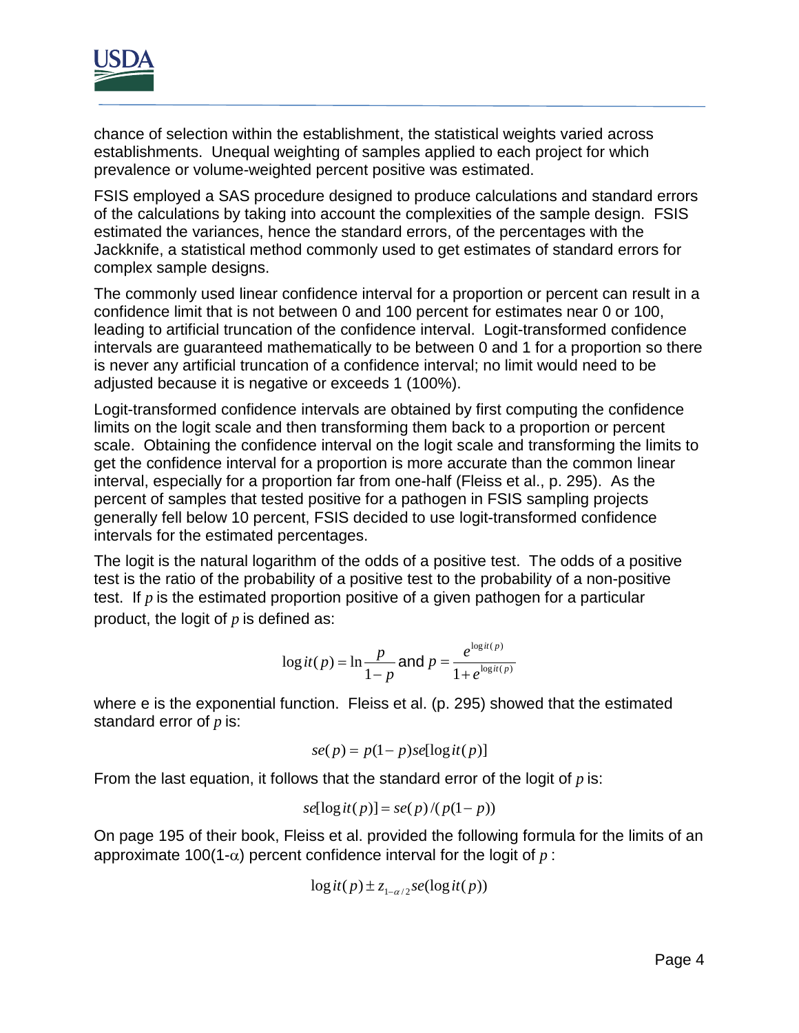chance of selection within the establishment, the statistical weights varied across establishments. Unequal weighting of samples applied to each project for which prevalence or volume-weighted percent positive was estimated.

FSIS employed a SAS procedure designed to produce calculations and standard errors of the calculations by taking into account the complexities of the sample design. FSIS estimated the variances, hence the standard errors, of the percentages with the Jackknife, a statistical method commonly used to get estimates of standard errors for complex sample designs.

The commonly used linear confidence interval for a proportion or percent can result in a confidence limit that is not between 0 and 100 percent for estimates near 0 or 100, leading to artificial truncation of the confidence interval. Logit-transformed confidence intervals are guaranteed mathematically to be between 0 and 1 for a proportion so there is never any artificial truncation of a confidence interval; no limit would need to be adjusted because it is negative or exceeds 1 (100%).

Logit-transformed confidence intervals are obtained by first computing the confidence limits on the logit scale and then transforming them back to a proportion or percent scale. Obtaining the confidence interval on the logit scale and transforming the limits to get the confidence interval for a proportion is more accurate than the common linear interval, especially for a proportion far from one-half (Fleiss et al., p. 295). As the percent of samples that tested positive for a pathogen in FSIS sampling projects generally fell below 10 percent, FSIS decided to use logit-transformed confidence intervals for the estimated percentages.

The logit is the natural logarithm of the odds of a positive test. The odds of a positive test is the ratio of the probability of a positive test to the probability of a non-positive test. If $p$ is the estimated proportion positive of a given pathogen for a particular product, the logit of $p$ is defined as:

$$\operatorname{logit}(p) = \ln \frac{p}{1-p} \text{ and } p = \frac{e^{\operatorname{logit}(p)}}{1+e^{\operatorname{logit}(p)}}$$

where e is the exponential function. Fleiss et al. (p. 295) showed that the estimated standard error of $p$ is:

$$se(p) = p(1-p)se[\operatorname{logit}(p)]$$

From the last equation, it follows that the standard error of the logit of $p$ is:

$$se[\operatorname{logit}(p)] = se(p)/(p(1-p))$$

On page 195 of their book, Fleiss et al. provided the following formula for the limits of an approximate $100(1-\alpha)$ percent confidence interval for the logit of $p$ :

$$\operatorname{logit}(p) \pm z_{1-\alpha/2} se(\operatorname{logit}(p))$$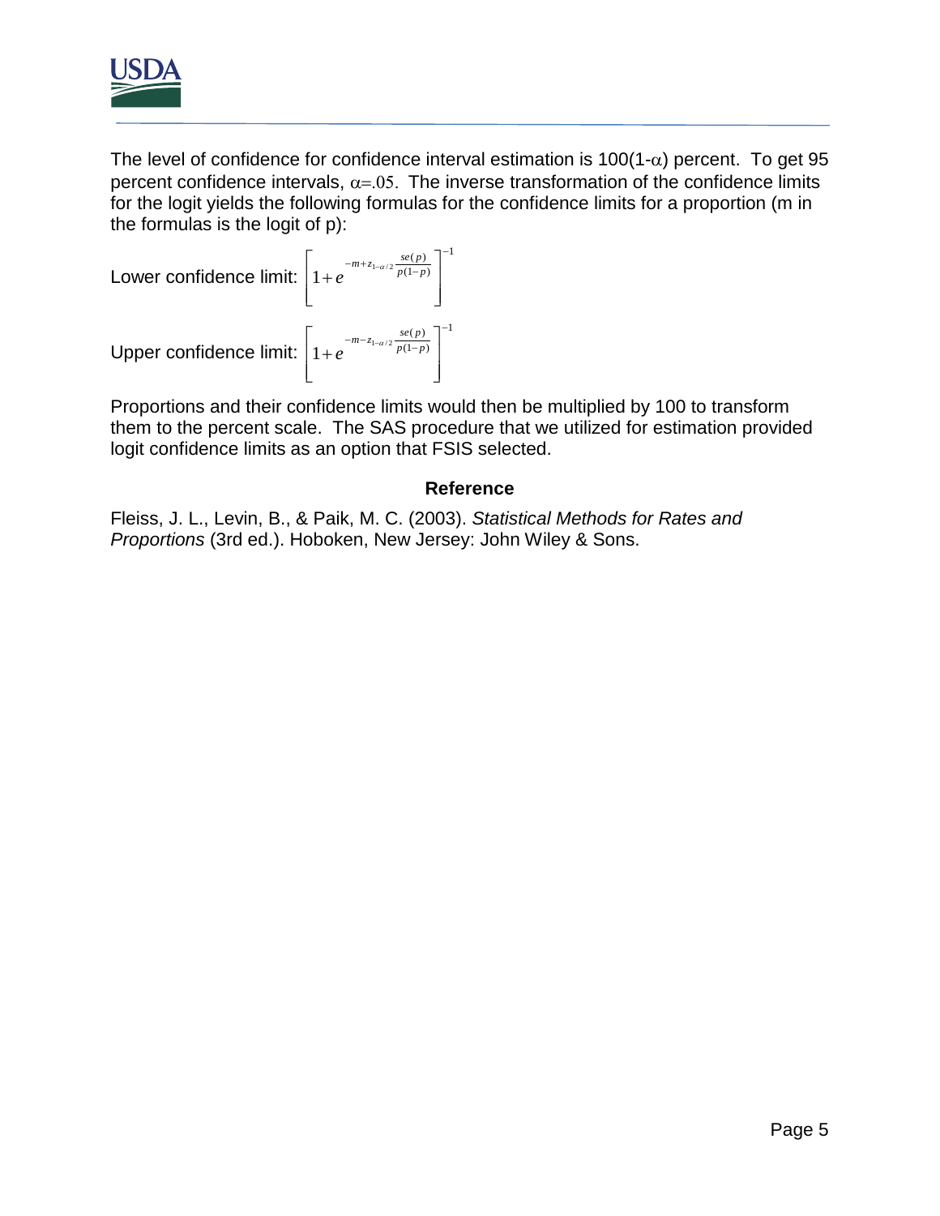The level of confidence for confidence interval estimation is 100(1-$\alpha$) percent. To get 95 percent confidence intervals, $\alpha$=.05. The inverse transformation of the confidence limits for the logit yields the following formulas for the confidence limits for a proportion (m in the formulas is the logit of p):

Lower confidence limit: $\left[1+e^{-m+z_{1-\alpha/2}\frac{se(p)}{p(1-p)}}\right]^{-1}$

Upper confidence limit: $\left[1+e^{-m-z_{1-\alpha/2}\frac{se(p)}{p(1-p)}}\right]^{-1}$

Proportions and their confidence limits would then be multiplied by 100 to transform them to the percent scale. The SAS procedure that we utilized for estimation provided logit confidence limits as an option that FSIS selected.

## Reference

Fleiss, J. L., Levin, B., & Paik, M. C. (2003). *Statistical Methods for Rates and Proportions* (3rd ed.). Hoboken, New Jersey: John Wiley & Sons.